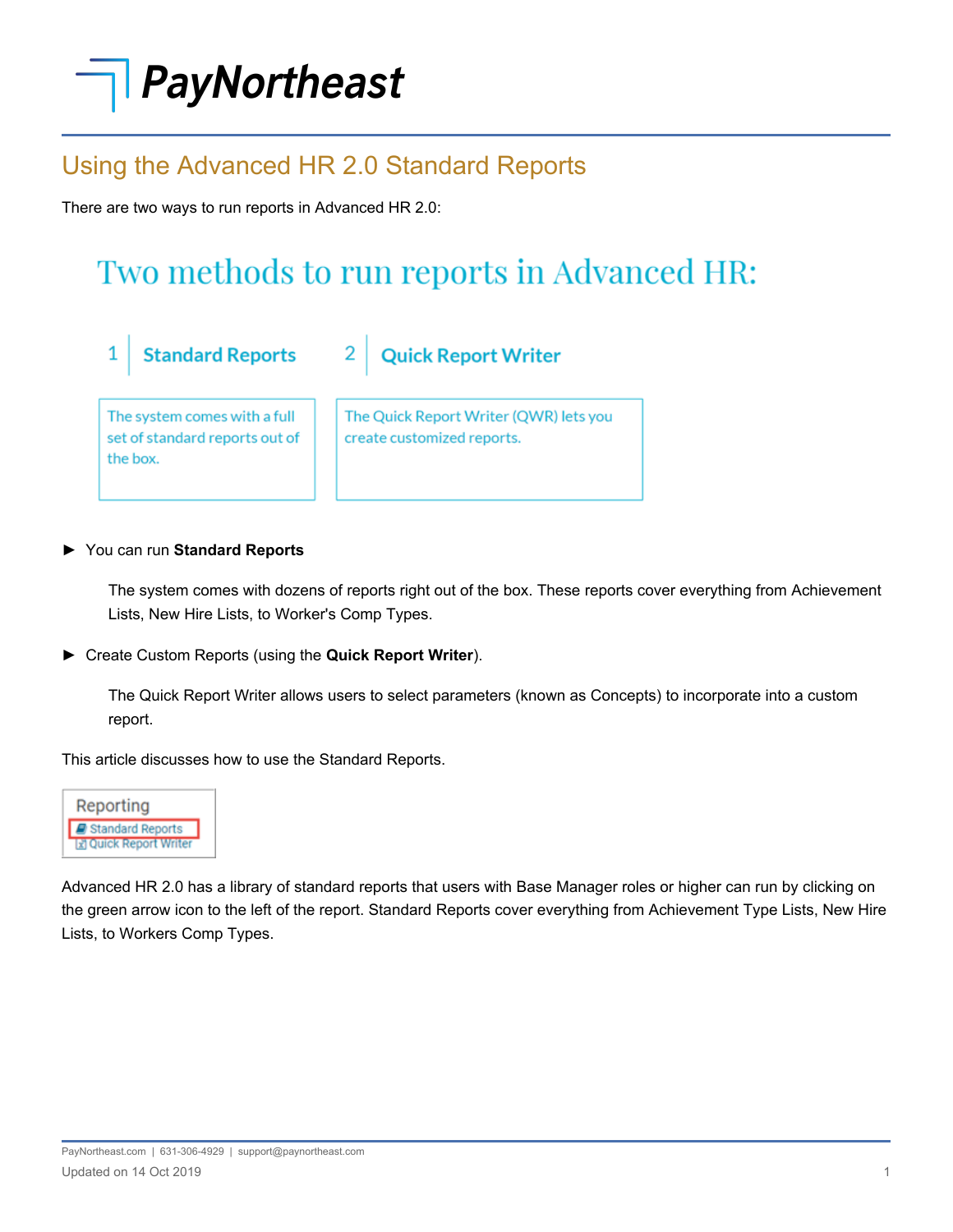# PayNortheast

## Using the Advanced HR 2.0 Standard Reports

There are two ways to run reports in Advanced HR 2.0:

Two methods to run reports in Advanced HR:

1 | **Standard Reports**

The system comes with a full set of standard reports out of the box.

2 | **Quick Report Writer**

The Quick Report Writer (QWR) lets you create customized reports.

► You can run **Standard Reports**

The system comes with dozens of reports right out of the box. These reports cover everything from Achievement Lists, New Hire Lists, to Worker's Comp Types.

► Create Custom Reports (using the **Quick Report Writer**).

The Quick Report Writer allows users to select parameters (known as Concepts) to incorporate into a custom report.

This article discusses how to use the Standard Reports.

Reporting
- Standard Reports
- Quick Report Writer

Advanced HR 2.0 has a library of standard reports that users with Base Manager roles or higher can run by clicking on the green arrow icon to the left of the report. Standard Reports cover everything from Achievement Type Lists, New Hire Lists, to Workers Comp Types.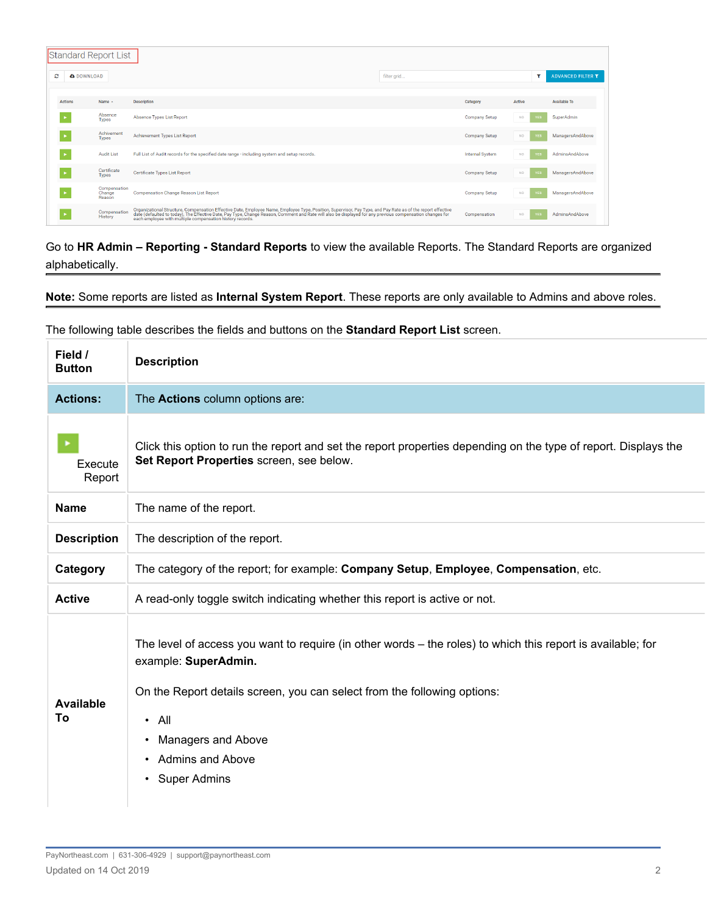Go to **HR Admin – Reporting - Standard Reports** to view the available Reports. The Standard Reports are organized alphabetically.

---

**Note:** Some reports are listed as **Internal System Report**. These reports are only available to Admins and above roles.

---

The following table describes the fields and buttons on the **Standard Report List** screen.

| Field / Button | Description |
|---|---|
| **Actions:** | The **Actions** column options are: |
| Execute Report | Click this option to run the report and set the report properties depending on the type of report. Displays the **Set Report Properties** screen, see below. |
| **Name** | The name of the report. |
| **Description** | The description of the report. |
| **Category** | The category of the report; for example: **Company Setup**, **Employee**, **Compensation**, etc. |
| **Active** | A read-only toggle switch indicating whether this report is active or not. |
| **Available To** | The level of access you want to require (in other words – the roles) to which this report is available; for example: **SuperAdmin.**<br><br>On the Report details screen, you can select from the following options:<br>• All<br>• Managers and Above<br>• Admins and Above<br>• Super Admins |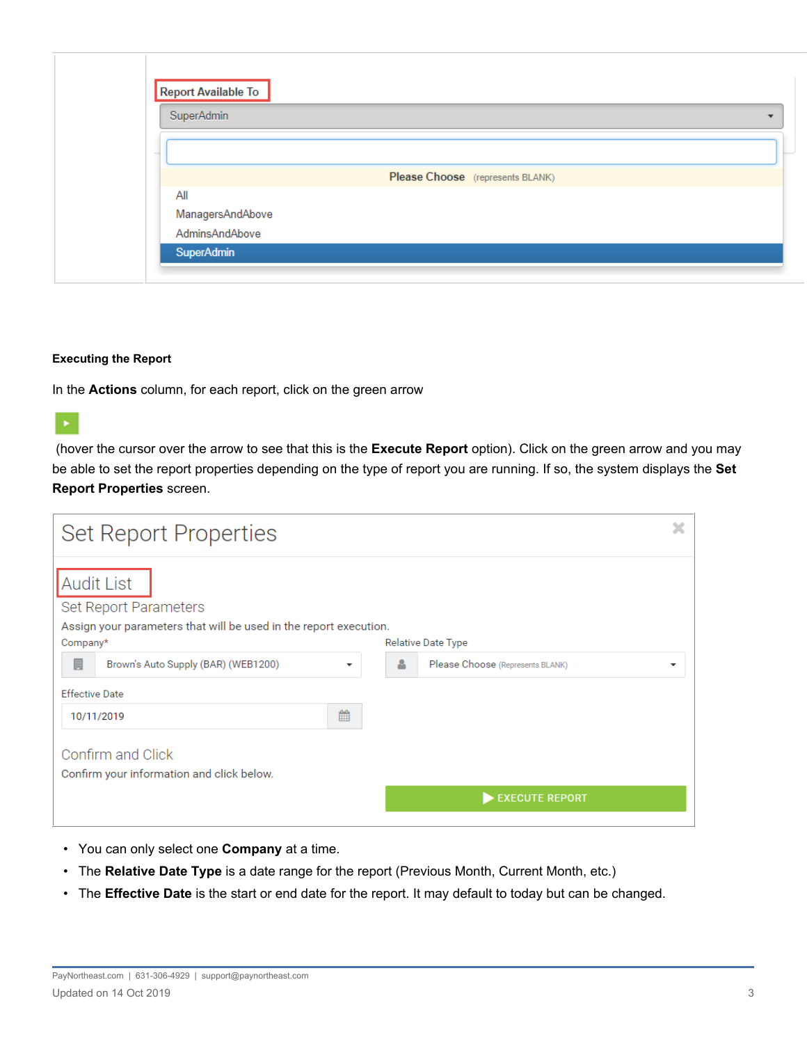Report Available To

SuperAdmin

Please Choose (represents BLANK)

All

ManagersAndAbove

AdminsAndAbove

SuperAdmin

**Executing the Report**

In the **Actions** column, for each report, click on the green arrow

(hover the cursor over the arrow to see that this is the **Execute Report** option). Click on the green arrow and you may be able to set the report properties depending on the type of report you are running. If so, the system displays the **Set Report Properties** screen.

Set Report Properties

Audit List

Set Report Parameters

Assign your parameters that will be used in the report execution.

Company*

Brown's Auto Supply (BAR) (WEB1200)

Relative Date Type

Please Choose (Represents BLANK)

Effective Date

10/11/2019

Confirm and Click

Confirm your information and click below.

EXECUTE REPORT

- You can only select one **Company** at a time.
- The **Relative Date Type** is a date range for the report (Previous Month, Current Month, etc.)
- The **Effective Date** is the start or end date for the report. It may default to today but can be changed.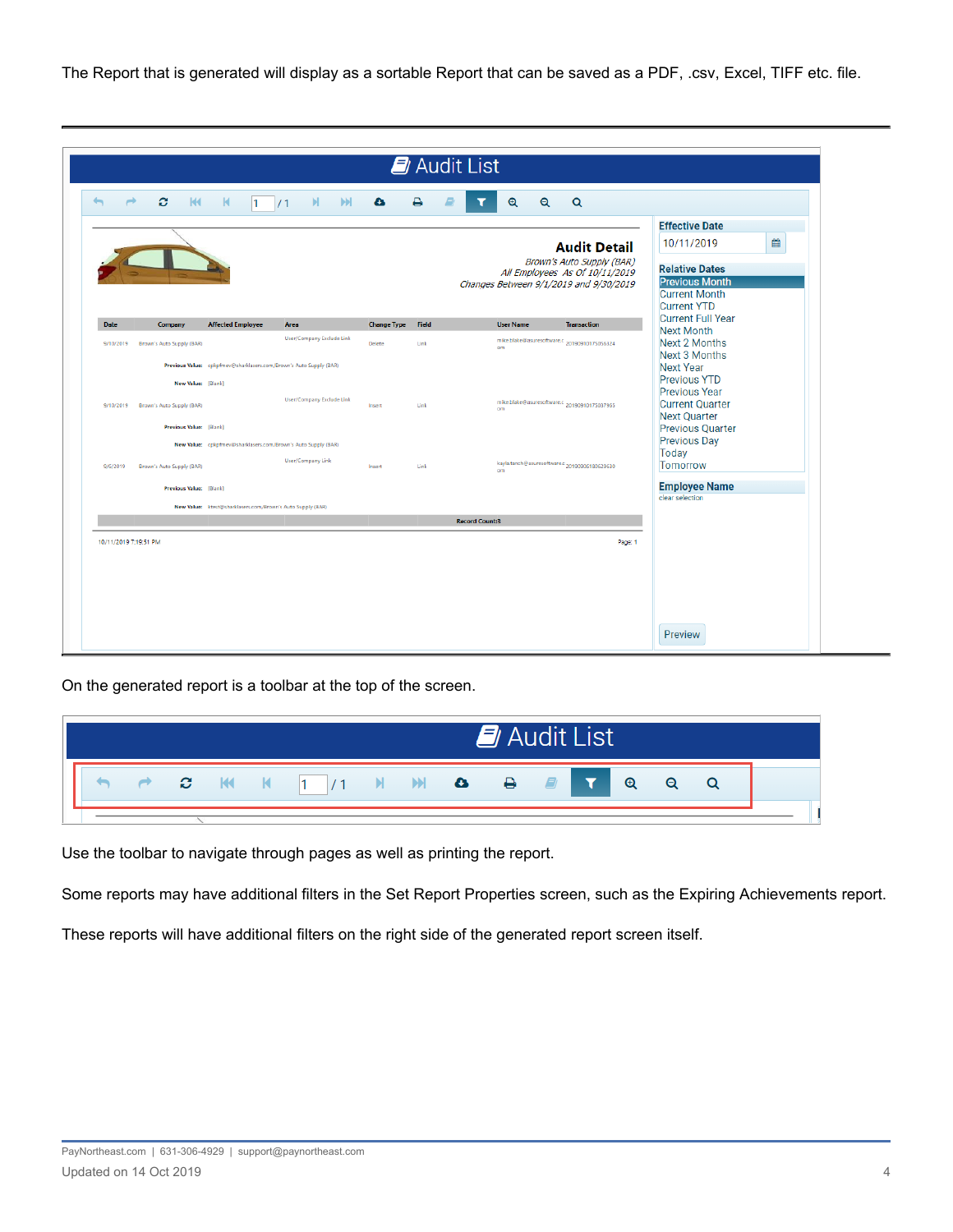The Report that is generated will display as a sortable Report that can be saved as a PDF, .csv, Excel, TIFF etc. file.

On the generated report is a toolbar at the top of the screen.

Use the toolbar to navigate through pages as well as printing the report.

Some reports may have additional filters in the Set Report Properties screen, such as the Expiring Achievements report.

These reports will have additional filters on the right side of the generated report screen itself.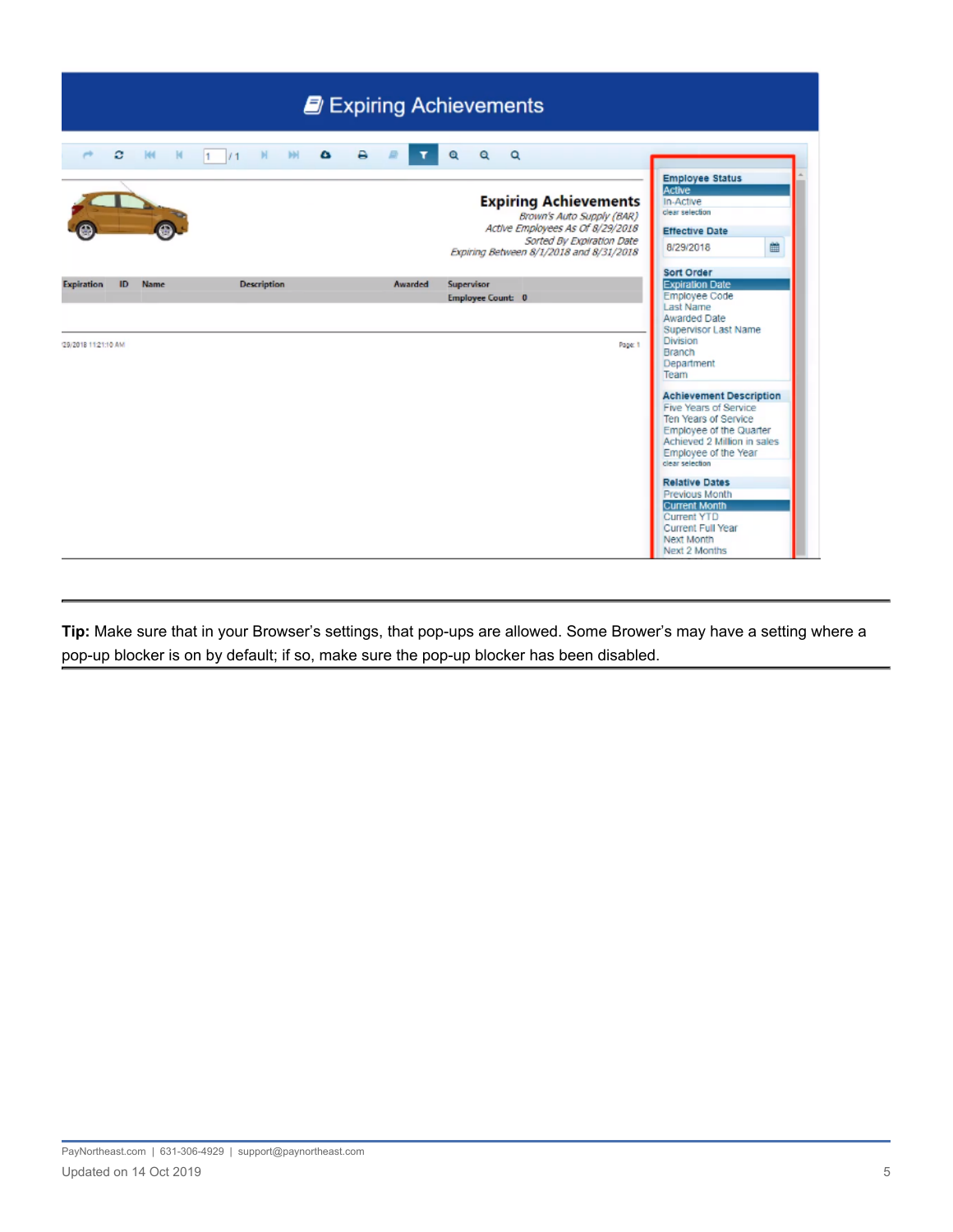**Tip:** Make sure that in your Browser's settings, that pop-ups are allowed. Some Brower's may have a setting where a pop-up blocker is on by default; if so, make sure the pop-up blocker has been disabled.